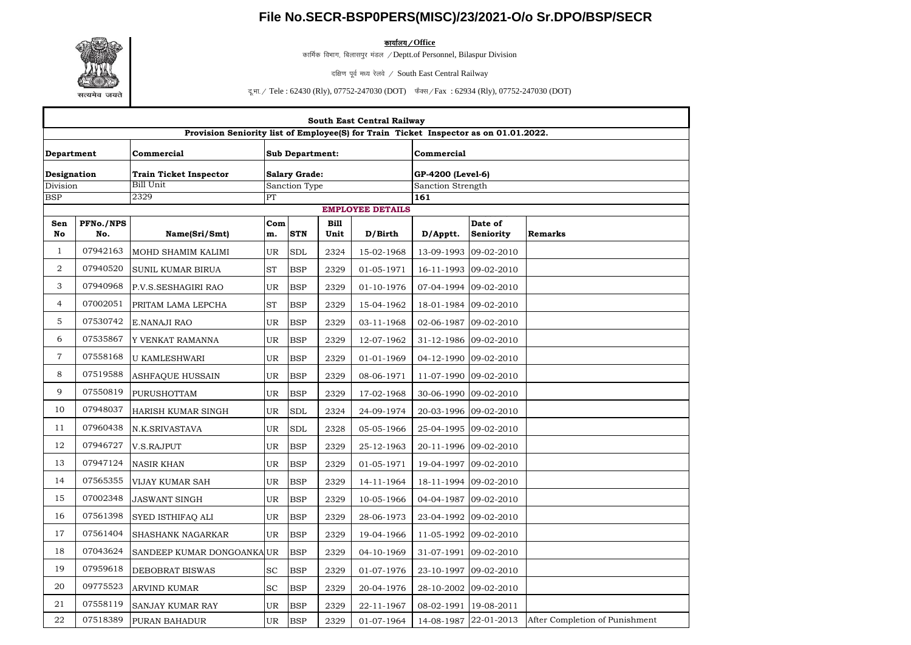# File No.SECR-BSP0PERS(MISC)/23/2021-O/o Sr.DPO/BSP/SECR

**कार्यालय / Office**

कार्मिक विभाग, बिलासपुर मंडल / Deptt.of Personnel, Bilaspur Division

दक्षिण पूर्व मध्य रेलवे / South East Central Railway

दू.भा. / Tele : 62430 (Rly), 07752-247030 (DOT) फैक्स / Fax : 62934 (Rly), 07752-247030 (DOT)

**South East Central Railway**

**Provision Seniority list of Employee(S) for Train Ticket Inspector as on 01.01.2022.**

| **Department** | **Commercial** | **Sub Department:** | **Commercial** |
|---|---|---|---|
| **Designation** | **Train Ticket Inspector** | **Salary Grade:** | **GP-4200 (Level-6)** |
| Division | Bill Unit | Sanction Type | Sanction Strength |
| BSP | 2329 | PT | **161** |

**EMPLOYEE DETAILS**

| Sen No | PFNo./NPS No. | Name(Sri/Smt) | Comm. | STN | Bill Unit | D/Birth | D/Apptt. | Date of Seniority | Remarks |
|---|---|---|---|---|---|---|---|---|---|
| 1 | 07942163 | MOHD SHAMIM KALIMI | UR | SDL | 2324 | 15-02-1968 | 13-09-1993 | 09-02-2010 | |
| 2 | 07940520 | SUNIL KUMAR BIRUA | ST | BSP | 2329 | 01-05-1971 | 16-11-1993 | 09-02-2010 | |
| 3 | 07940968 | P.V.S.SESHAGIRI RAO | UR | BSP | 2329 | 01-10-1976 | 07-04-1994 | 09-02-2010 | |
| 4 | 07002051 | PRITAM LAMA LEPCHA | ST | BSP | 2329 | 15-04-1962 | 18-01-1984 | 09-02-2010 | |
| 5 | 07530742 | E.NANAJI RAO | UR | BSP | 2329 | 03-11-1968 | 02-06-1987 | 09-02-2010 | |
| 6 | 07535867 | Y VENKAT RAMANNA | UR | BSP | 2329 | 12-07-1962 | 31-12-1986 | 09-02-2010 | |
| 7 | 07558168 | U KAMLESHWARI | UR | BSP | 2329 | 01-01-1969 | 04-12-1990 | 09-02-2010 | |
| 8 | 07519588 | ASHFAQUE HUSSAIN | UR | BSP | 2329 | 08-06-1971 | 11-07-1990 | 09-02-2010 | |
| 9 | 07550819 | PURUSHOTTAM | UR | BSP | 2329 | 17-02-1968 | 30-06-1990 | 09-02-2010 | |
| 10 | 07948037 | HARISH KUMAR SINGH | UR | SDL | 2324 | 24-09-1974 | 20-03-1996 | 09-02-2010 | |
| 11 | 07960438 | N.K.SRIVASTAVA | UR | SDL | 2328 | 05-05-1966 | 25-04-1995 | 09-02-2010 | |
| 12 | 07946727 | V.S.RAJPUT | UR | BSP | 2329 | 25-12-1963 | 20-11-1996 | 09-02-2010 | |
| 13 | 07947124 | NASIR KHAN | UR | BSP | 2329 | 01-05-1971 | 19-04-1997 | 09-02-2010 | |
| 14 | 07565355 | VIJAY KUMAR SAH | UR | BSP | 2329 | 14-11-1964 | 18-11-1994 | 09-02-2010 | |
| 15 | 07002348 | JASWANT SINGH | UR | BSP | 2329 | 10-05-1966 | 04-04-1987 | 09-02-2010 | |
| 16 | 07561398 | SYED ISTHIFAQ ALI | UR | BSP | 2329 | 28-06-1973 | 23-04-1992 | 09-02-2010 | |
| 17 | 07561404 | SHASHANK NAGARKAR | UR | BSP | 2329 | 19-04-1966 | 11-05-1992 | 09-02-2010 | |
| 18 | 07043624 | SANDEEP KUMAR DONGOANKA | UR | BSP | 2329 | 04-10-1969 | 31-07-1991 | 09-02-2010 | |
| 19 | 07959618 | DEBOBRAT BISWAS | SC | BSP | 2329 | 01-07-1976 | 23-10-1997 | 09-02-2010 | |
| 20 | 09775523 | ARVIND KUMAR | SC | BSP | 2329 | 20-04-1976 | 28-10-2002 | 09-02-2010 | |
| 21 | 07558119 | SANJAY KUMAR RAY | UR | BSP | 2329 | 22-11-1967 | 08-02-1991 | 19-08-2011 | |
| 22 | 07518389 | PURAN BAHADUR | UR | BSP | 2329 | 01-07-1964 | 14-08-1987 | 22-01-2013 | After Completion of Punishment |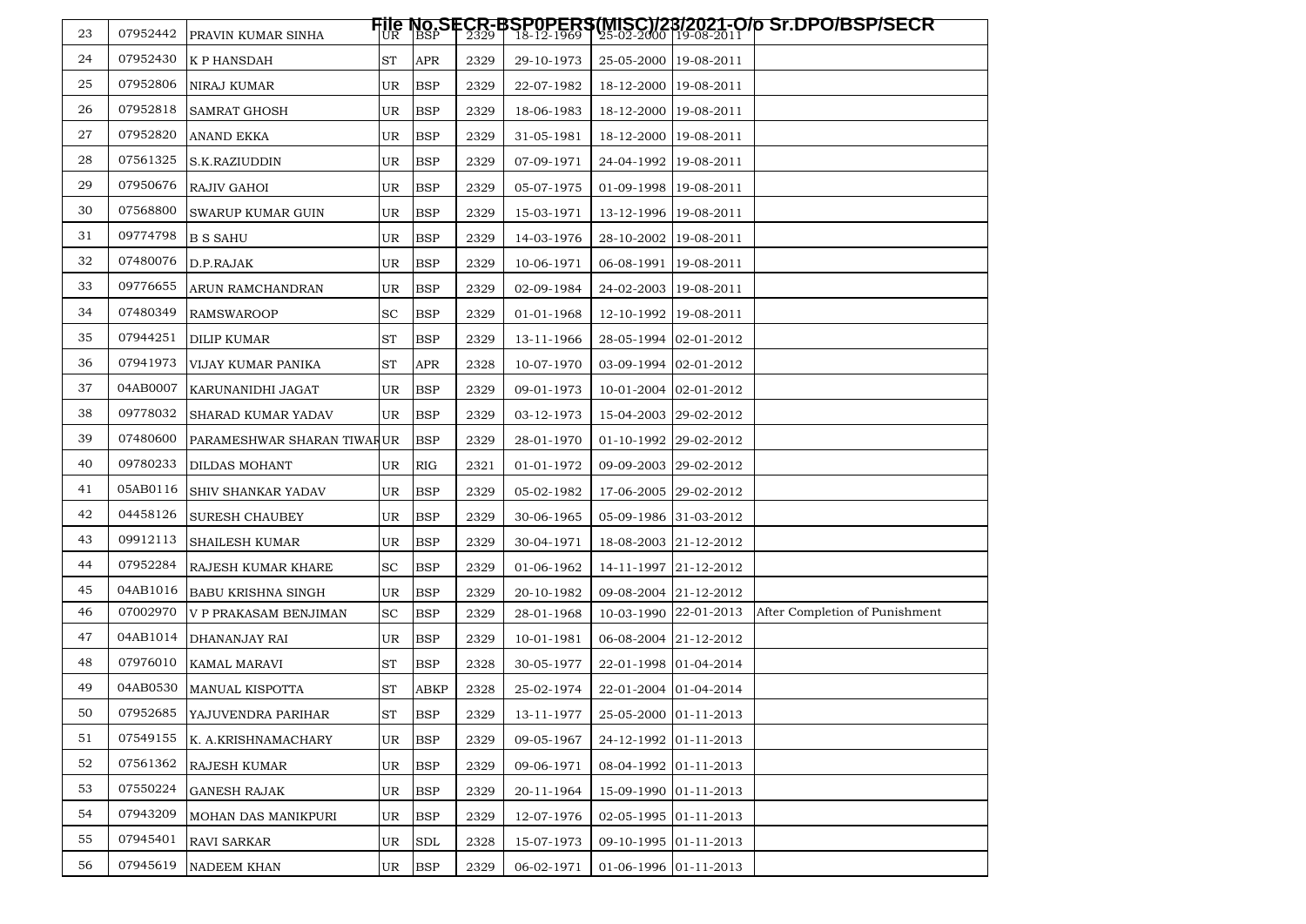File No.SECR-BSP0PERS(MISC)/23/2021-O/o Sr.DPO/BSP/SECR

| | | | | | | | | | |
|---|---|---|---|---|---|---|---|---|---|
| 23 | 07952442 | PRAVIN KUMAR SINHA | UR | BSP | 2329 | 18-12-1969 | 25-02-2000 | 19-08-2011 | |
| 24 | 07952430 | K P HANSDAH | ST | APR | 2329 | 29-10-1973 | 25-05-2000 | 19-08-2011 | |
| 25 | 07952806 | NIRAJ KUMAR | UR | BSP | 2329 | 22-07-1982 | 18-12-2000 | 19-08-2011 | |
| 26 | 07952818 | SAMRAT GHOSH | UR | BSP | 2329 | 18-06-1983 | 18-12-2000 | 19-08-2011 | |
| 27 | 07952820 | ANAND EKKA | UR | BSP | 2329 | 31-05-1981 | 18-12-2000 | 19-08-2011 | |
| 28 | 07561325 | S.K.RAZIUDDIN | UR | BSP | 2329 | 07-09-1971 | 24-04-1992 | 19-08-2011 | |
| 29 | 07950676 | RAJIV GAHOI | UR | BSP | 2329 | 05-07-1975 | 01-09-1998 | 19-08-2011 | |
| 30 | 07568800 | SWARUP KUMAR GUIN | UR | BSP | 2329 | 15-03-1971 | 13-12-1996 | 19-08-2011 | |
| 31 | 09774798 | B S SAHU | UR | BSP | 2329 | 14-03-1976 | 28-10-2002 | 19-08-2011 | |
| 32 | 07480076 | D.P.RAJAK | UR | BSP | 2329 | 10-06-1971 | 06-08-1991 | 19-08-2011 | |
| 33 | 09776655 | ARUN RAMCHANDRAN | UR | BSP | 2329 | 02-09-1984 | 24-02-2003 | 19-08-2011 | |
| 34 | 07480349 | RAMSWAROOP | SC | BSP | 2329 | 01-01-1968 | 12-10-1992 | 19-08-2011 | |
| 35 | 07944251 | DILIP KUMAR | ST | BSP | 2329 | 13-11-1966 | 28-05-1994 | 02-01-2012 | |
| 36 | 07941973 | VIJAY KUMAR PANIKA | ST | APR | 2328 | 10-07-1970 | 03-09-1994 | 02-01-2012 | |
| 37 | 04AB0007 | KARUNANIDHI JAGAT | UR | BSP | 2329 | 09-01-1973 | 10-01-2004 | 02-01-2012 | |
| 38 | 09778032 | SHARAD KUMAR YADAV | UR | BSP | 2329 | 03-12-1973 | 15-04-2003 | 29-02-2012 | |
| 39 | 07480600 | PARAMESHWAR SHARAN TIWARI | UR | BSP | 2329 | 28-01-1970 | 01-10-1992 | 29-02-2012 | |
| 40 | 09780233 | DILDAS MOHANT | UR | RIG | 2321 | 01-01-1972 | 09-09-2003 | 29-02-2012 | |
| 41 | 05AB0116 | SHIV SHANKAR YADAV | UR | BSP | 2329 | 05-02-1982 | 17-06-2005 | 29-02-2012 | |
| 42 | 04458126 | SURESH CHAUBEY | UR | BSP | 2329 | 30-06-1965 | 05-09-1986 | 31-03-2012 | |
| 43 | 09912113 | SHAILESH KUMAR | UR | BSP | 2329 | 30-04-1971 | 18-08-2003 | 21-12-2012 | |
| 44 | 07952284 | RAJESH KUMAR KHARE | SC | BSP | 2329 | 01-06-1962 | 14-11-1997 | 21-12-2012 | |
| 45 | 04AB1016 | BABU KRISHNA SINGH | UR | BSP | 2329 | 20-10-1982 | 09-08-2004 | 21-12-2012 | |
| 46 | 07002970 | V P PRAKASAM BENJIMAN | SC | BSP | 2329 | 28-01-1968 | 10-03-1990 | 22-01-2013 | After Completion of Punishment |
| 47 | 04AB1014 | DHANANJAY RAI | UR | BSP | 2329 | 10-01-1981 | 06-08-2004 | 21-12-2012 | |
| 48 | 07976010 | KAMAL MARAVI | ST | BSP | 2328 | 30-05-1977 | 22-01-1998 | 01-04-2014 | |
| 49 | 04AB0530 | MANUAL KISPOTTA | ST | ABKP | 2328 | 25-02-1974 | 22-01-2004 | 01-04-2014 | |
| 50 | 07952685 | YAJUVENDRA PARIHAR | ST | BSP | 2329 | 13-11-1977 | 25-05-2000 | 01-11-2013 | |
| 51 | 07549155 | K. A.KRISHNAMACHARY | UR | BSP | 2329 | 09-05-1967 | 24-12-1992 | 01-11-2013 | |
| 52 | 07561362 | RAJESH KUMAR | UR | BSP | 2329 | 09-06-1971 | 08-04-1992 | 01-11-2013 | |
| 53 | 07550224 | GANESH RAJAK | UR | BSP | 2329 | 20-11-1964 | 15-09-1990 | 01-11-2013 | |
| 54 | 07943209 | MOHAN DAS MANIKPURI | UR | BSP | 2329 | 12-07-1976 | 02-05-1995 | 01-11-2013 | |
| 55 | 07945401 | RAVI SARKAR | UR | SDL | 2328 | 15-07-1973 | 09-10-1995 | 01-11-2013 | |
| 56 | 07945619 | NADEEM KHAN | UR | BSP | 2329 | 06-02-1971 | 01-06-1996 | 01-11-2013 | |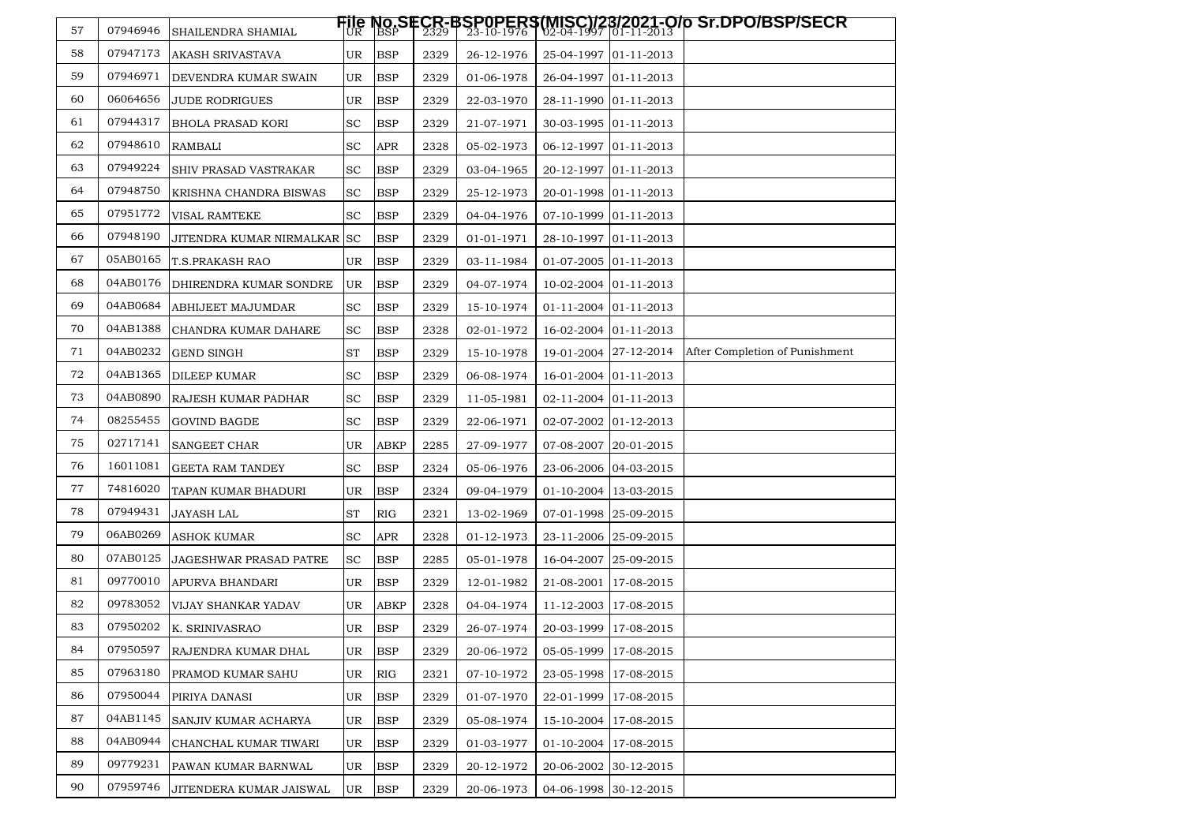File No.SECR-BSP0PERS(MISC)/23/2021-O/o Sr.DPO/BSP/SECR

| | | | | | | | | | |
|---|---|---|---|---|---|---|---|---|---|
| 57 | 07946946 | SHAILENDRA SHAMIAL | UR | BSP | 2329 | 23-10-1976 | 02-04-1997 | 01-11-2013 | |
| 58 | 07947173 | AKASH SRIVASTAVA | UR | BSP | 2329 | 26-12-1976 | 25-04-1997 | 01-11-2013 | |
| 59 | 07946971 | DEVENDRA KUMAR SWAIN | UR | BSP | 2329 | 01-06-1978 | 26-04-1997 | 01-11-2013 | |
| 60 | 06064656 | JUDE RODRIGUES | UR | BSP | 2329 | 22-03-1970 | 28-11-1990 | 01-11-2013 | |
| 61 | 07944317 | BHOLA PRASAD KORI | SC | BSP | 2329 | 21-07-1971 | 30-03-1995 | 01-11-2013 | |
| 62 | 07948610 | RAMBALI | SC | APR | 2328 | 05-02-1973 | 06-12-1997 | 01-11-2013 | |
| 63 | 07949224 | SHIV PRASAD VASTRAKAR | SC | BSP | 2329 | 03-04-1965 | 20-12-1997 | 01-11-2013 | |
| 64 | 07948750 | KRISHNA CHANDRA BISWAS | SC | BSP | 2329 | 25-12-1973 | 20-01-1998 | 01-11-2013 | |
| 65 | 07951772 | VISAL RAMTEKE | SC | BSP | 2329 | 04-04-1976 | 07-10-1999 | 01-11-2013 | |
| 66 | 07948190 | JITENDRA KUMAR NIRMALKAR | SC | BSP | 2329 | 01-01-1971 | 28-10-1997 | 01-11-2013 | |
| 67 | 05AB0165 | T.S.PRAKASH RAO | UR | BSP | 2329 | 03-11-1984 | 01-07-2005 | 01-11-2013 | |
| 68 | 04AB0176 | DHIRENDRA KUMAR SONDRE | UR | BSP | 2329 | 04-07-1974 | 10-02-2004 | 01-11-2013 | |
| 69 | 04AB0684 | ABHIJEET MAJUMDAR | SC | BSP | 2329 | 15-10-1974 | 01-11-2004 | 01-11-2013 | |
| 70 | 04AB1388 | CHANDRA KUMAR DAHARE | SC | BSP | 2328 | 02-01-1972 | 16-02-2004 | 01-11-2013 | |
| 71 | 04AB0232 | GEND SINGH | ST | BSP | 2329 | 15-10-1978 | 19-01-2004 | 27-12-2014 | After Completion of Punishment |
| 72 | 04AB1365 | DILEEP KUMAR | SC | BSP | 2329 | 06-08-1974 | 16-01-2004 | 01-11-2013 | |
| 73 | 04AB0890 | RAJESH KUMAR PADHAR | SC | BSP | 2329 | 11-05-1981 | 02-11-2004 | 01-11-2013 | |
| 74 | 08255455 | GOVIND BAGDE | SC | BSP | 2329 | 22-06-1971 | 02-07-2002 | 01-12-2013 | |
| 75 | 02717141 | SANGEET CHAR | UR | ABKP | 2285 | 27-09-1977 | 07-08-2007 | 20-01-2015 | |
| 76 | 16011081 | GEETA RAM TANDEY | SC | BSP | 2324 | 05-06-1976 | 23-06-2006 | 04-03-2015 | |
| 77 | 74816020 | TAPAN KUMAR BHADURI | UR | BSP | 2324 | 09-04-1979 | 01-10-2004 | 13-03-2015 | |
| 78 | 07949431 | JAYASH LAL | ST | RIG | 2321 | 13-02-1969 | 07-01-1998 | 25-09-2015 | |
| 79 | 06AB0269 | ASHOK KUMAR | SC | APR | 2328 | 01-12-1973 | 23-11-2006 | 25-09-2015 | |
| 80 | 07AB0125 | JAGESHWAR PRASAD PATRE | SC | BSP | 2285 | 05-01-1978 | 16-04-2007 | 25-09-2015 | |
| 81 | 09770010 | APURVA BHANDARI | UR | BSP | 2329 | 12-01-1982 | 21-08-2001 | 17-08-2015 | |
| 82 | 09783052 | VIJAY SHANKAR YADAV | UR | ABKP | 2328 | 04-04-1974 | 11-12-2003 | 17-08-2015 | |
| 83 | 07950202 | K. SRINIVASRAO | UR | BSP | 2329 | 26-07-1974 | 20-03-1999 | 17-08-2015 | |
| 84 | 07950597 | RAJENDRA KUMAR DHAL | UR | BSP | 2329 | 20-06-1972 | 05-05-1999 | 17-08-2015 | |
| 85 | 07963180 | PRAMOD KUMAR SAHU | UR | RIG | 2321 | 07-10-1972 | 23-05-1998 | 17-08-2015 | |
| 86 | 07950044 | PIRIYA DANASI | UR | BSP | 2329 | 01-07-1970 | 22-01-1999 | 17-08-2015 | |
| 87 | 04AB1145 | SANJIV KUMAR ACHARYA | UR | BSP | 2329 | 05-08-1974 | 15-10-2004 | 17-08-2015 | |
| 88 | 04AB0944 | CHANCHAL KUMAR TIWARI | UR | BSP | 2329 | 01-03-1977 | 01-10-2004 | 17-08-2015 | |
| 89 | 09779231 | PAWAN KUMAR BARNWAL | UR | BSP | 2329 | 20-12-1972 | 20-06-2002 | 30-12-2015 | |
| 90 | 07959746 | JITENDERA KUMAR JAISWAL | UR | BSP | 2329 | 20-06-1973 | 04-06-1998 | 30-12-2015 | |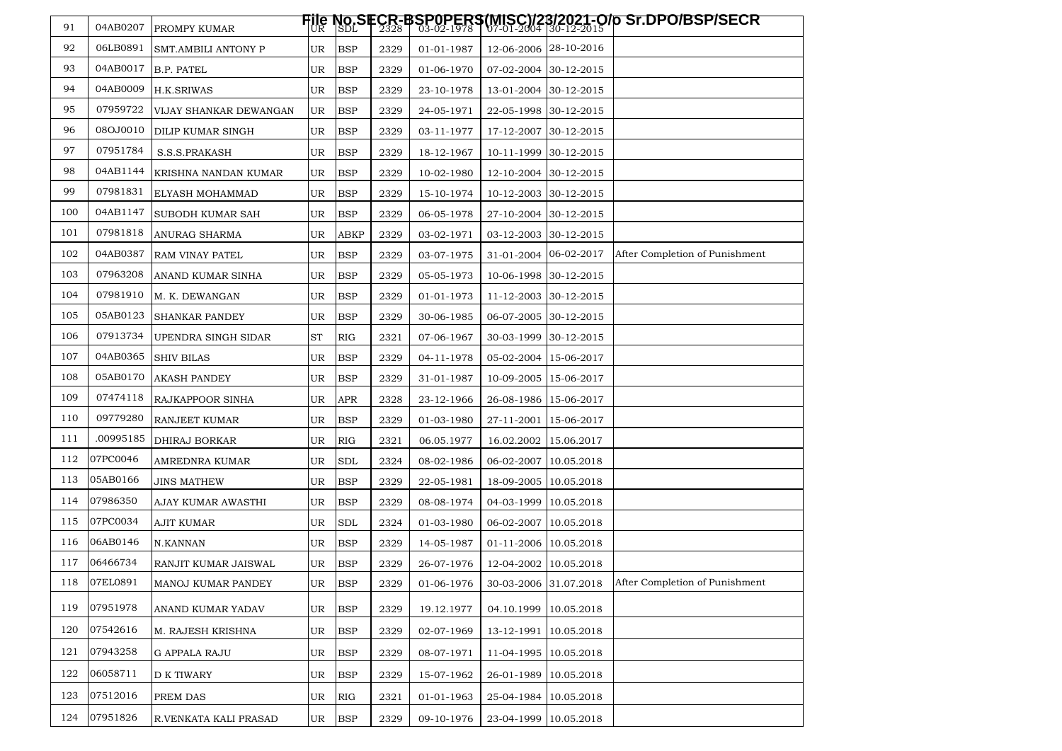File No.SECR-BSP0PERS(MISC)/23/2021-O/o Sr.DPO/BSP/SECR

| | | | | | | | | | |
|---|---|---|---|---|---|---|---|---|---|
| 91 | 04AB0207 | PROMPY KUMAR | UR | SDL | 2328 | 03-02-1978 | 07-01-2004 | 30-12-2015 | |
| 92 | 06LB0891 | SMT.AMBILI ANTONY P | UR | BSP | 2329 | 01-01-1987 | 12-06-2006 | 28-10-2016 | |
| 93 | 04AB0017 | B.P. PATEL | UR | BSP | 2329 | 01-06-1970 | 07-02-2004 | 30-12-2015 | |
| 94 | 04AB0009 | H.K.SRIWAS | UR | BSP | 2329 | 23-10-1978 | 13-01-2004 | 30-12-2015 | |
| 95 | 07959722 | VIJAY SHANKAR DEWANGAN | UR | BSP | 2329 | 24-05-1971 | 22-05-1998 | 30-12-2015 | |
| 96 | 08OJ0010 | DILIP KUMAR SINGH | UR | BSP | 2329 | 03-11-1977 | 17-12-2007 | 30-12-2015 | |
| 97 | 07951784 | S.S.S.PRAKASH | UR | BSP | 2329 | 18-12-1967 | 10-11-1999 | 30-12-2015 | |
| 98 | 04AB1144 | KRISHNA NANDAN KUMAR | UR | BSP | 2329 | 10-02-1980 | 12-10-2004 | 30-12-2015 | |
| 99 | 07981831 | ELYASH MOHAMMAD | UR | BSP | 2329 | 15-10-1974 | 10-12-2003 | 30-12-2015 | |
| 100 | 04AB1147 | SUBODH KUMAR SAH | UR | BSP | 2329 | 06-05-1978 | 27-10-2004 | 30-12-2015 | |
| 101 | 07981818 | ANURAG SHARMA | UR | ABKP | 2329 | 03-02-1971 | 03-12-2003 | 30-12-2015 | |
| 102 | 04AB0387 | RAM VINAY PATEL | UR | BSP | 2329 | 03-07-1975 | 31-01-2004 | 06-02-2017 | After Completion of Punishment |
| 103 | 07963208 | ANAND KUMAR SINHA | UR | BSP | 2329 | 05-05-1973 | 10-06-1998 | 30-12-2015 | |
| 104 | 07981910 | M. K. DEWANGAN | UR | BSP | 2329 | 01-01-1973 | 11-12-2003 | 30-12-2015 | |
| 105 | 05AB0123 | SHANKAR PANDEY | UR | BSP | 2329 | 30-06-1985 | 06-07-2005 | 30-12-2015 | |
| 106 | 07913734 | UPENDRA SINGH SIDAR | ST | RIG | 2321 | 07-06-1967 | 30-03-1999 | 30-12-2015 | |
| 107 | 04AB0365 | SHIV BILAS | UR | BSP | 2329 | 04-11-1978 | 05-02-2004 | 15-06-2017 | |
| 108 | 05AB0170 | AKASH PANDEY | UR | BSP | 2329 | 31-01-1987 | 10-09-2005 | 15-06-2017 | |
| 109 | 07474118 | RAJKAPPOOR SINHA | UR | APR | 2328 | 23-12-1966 | 26-08-1986 | 15-06-2017 | |
| 110 | 09779280 | RANJEET KUMAR | UR | BSP | 2329 | 01-03-1980 | 27-11-2001 | 15-06-2017 | |
| 111 | .00995185 | DHIRAJ BORKAR | UR | RIG | 2321 | 06.05.1977 | 16.02.2002 | 15.06.2017 | |
| 112 | 07PC0046 | AMREDNRA KUMAR | UR | SDL | 2324 | 08-02-1986 | 06-02-2007 | 10.05.2018 | |
| 113 | 05AB0166 | JINS MATHEW | UR | BSP | 2329 | 22-05-1981 | 18-09-2005 | 10.05.2018 | |
| 114 | 07986350 | AJAY KUMAR AWASTHI | UR | BSP | 2329 | 08-08-1974 | 04-03-1999 | 10.05.2018 | |
| 115 | 07PC0034 | AJIT KUMAR | UR | SDL | 2324 | 01-03-1980 | 06-02-2007 | 10.05.2018 | |
| 116 | 06AB0146 | N.KANNAN | UR | BSP | 2329 | 14-05-1987 | 01-11-2006 | 10.05.2018 | |
| 117 | 06466734 | RANJIT KUMAR JAISWAL | UR | BSP | 2329 | 26-07-1976 | 12-04-2002 | 10.05.2018 | |
| 118 | 07EL0891 | MANOJ KUMAR PANDEY | UR | BSP | 2329 | 01-06-1976 | 30-03-2006 | 31.07.2018 | After Completion of Punishment |
| 119 | 07951978 | ANAND KUMAR YADAV | UR | BSP | 2329 | 19.12.1977 | 04.10.1999 | 10.05.2018 | |
| 120 | 07542616 | M. RAJESH KRISHNA | UR | BSP | 2329 | 02-07-1969 | 13-12-1991 | 10.05.2018 | |
| 121 | 07943258 | G APPALA RAJU | UR | BSP | 2329 | 08-07-1971 | 11-04-1995 | 10.05.2018 | |
| 122 | 06058711 | D K TIWARY | UR | BSP | 2329 | 15-07-1962 | 26-01-1989 | 10.05.2018 | |
| 123 | 07512016 | PREM DAS | UR | RIG | 2321 | 01-01-1963 | 25-04-1984 | 10.05.2018 | |
| 124 | 07951826 | R.VENKATA KALI PRASAD | UR | BSP | 2329 | 09-10-1976 | 23-04-1999 | 10.05.2018 | |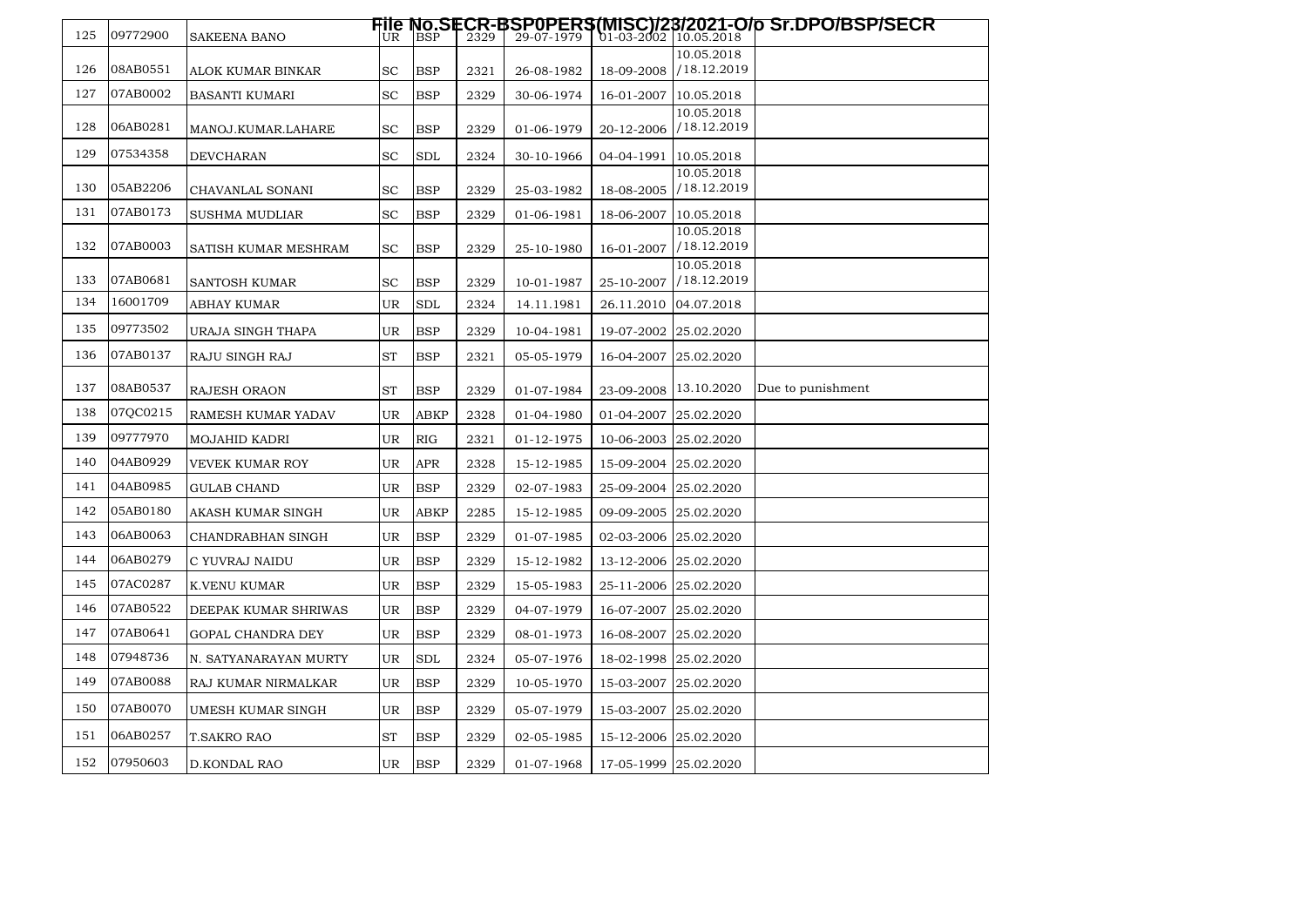File No.SECR-BSP0PERS(MISC)/23/2021-O/o Sr.DPO/BSP/SECR

| 125 | 09772900 | SAKEENA BANO | UR | BSP | 2329 | 29-07-1979 | 01-03-2002 | 10.05.2018 | |
|---|---|---|---|---|---|---|---|---|---|
| 126 | 08AB0551 | ALOK KUMAR BINKAR | SC | BSP | 2321 | 26-08-1982 | 18-09-2008 | 10.05.2018 /18.12.2019 | |
| 127 | 07AB0002 | BASANTI KUMARI | SC | BSP | 2329 | 30-06-1974 | 16-01-2007 | 10.05.2018 | |
| 128 | 06AB0281 | MANOJ.KUMAR.LAHARE | SC | BSP | 2329 | 01-06-1979 | 20-12-2006 | 10.05.2018 /18.12.2019 | |
| 129 | 07534358 | DEVCHARAN | SC | SDL | 2324 | 30-10-1966 | 04-04-1991 | 10.05.2018 | |
| 130 | 05AB2206 | CHAVANLAL SONANI | SC | BSP | 2329 | 25-03-1982 | 18-08-2005 | 10.05.2018 /18.12.2019 | |
| 131 | 07AB0173 | SUSHMA MUDLIAR | SC | BSP | 2329 | 01-06-1981 | 18-06-2007 | 10.05.2018 | |
| 132 | 07AB0003 | SATISH KUMAR MESHRAM | SC | BSP | 2329 | 25-10-1980 | 16-01-2007 | 10.05.2018 /18.12.2019 | |
| 133 | 07AB0681 | SANTOSH KUMAR | SC | BSP | 2329 | 10-01-1987 | 25-10-2007 | 10.05.2018 /18.12.2019 | |
| 134 | 16001709 | ABHAY KUMAR | UR | SDL | 2324 | 14.11.1981 | 26.11.2010 | 04.07.2018 | |
| 135 | 09773502 | URAJA SINGH THAPA | UR | BSP | 2329 | 10-04-1981 | 19-07-2002 | 25.02.2020 | |
| 136 | 07AB0137 | RAJU SINGH RAJ | ST | BSP | 2321 | 05-05-1979 | 16-04-2007 | 25.02.2020 | |
| 137 | 08AB0537 | RAJESH ORAON | ST | BSP | 2329 | 01-07-1984 | 23-09-2008 | 13.10.2020 | Due to punishment |
| 138 | 07QC0215 | RAMESH KUMAR YADAV | UR | ABKP | 2328 | 01-04-1980 | 01-04-2007 | 25.02.2020 | |
| 139 | 09777970 | MOJAHID KADRI | UR | RIG | 2321 | 01-12-1975 | 10-06-2003 | 25.02.2020 | |
| 140 | 04AB0929 | VEVEK KUMAR ROY | UR | APR | 2328 | 15-12-1985 | 15-09-2004 | 25.02.2020 | |
| 141 | 04AB0985 | GULAB CHAND | UR | BSP | 2329 | 02-07-1983 | 25-09-2004 | 25.02.2020 | |
| 142 | 05AB0180 | AKASH KUMAR SINGH | UR | ABKP | 2285 | 15-12-1985 | 09-09-2005 | 25.02.2020 | |
| 143 | 06AB0063 | CHANDRABHAN SINGH | UR | BSP | 2329 | 01-07-1985 | 02-03-2006 | 25.02.2020 | |
| 144 | 06AB0279 | C YUVRAJ NAIDU | UR | BSP | 2329 | 15-12-1982 | 13-12-2006 | 25.02.2020 | |
| 145 | 07AC0287 | K.VENU KUMAR | UR | BSP | 2329 | 15-05-1983 | 25-11-2006 | 25.02.2020 | |
| 146 | 07AB0522 | DEEPAK KUMAR SHRIWAS | UR | BSP | 2329 | 04-07-1979 | 16-07-2007 | 25.02.2020 | |
| 147 | 07AB0641 | GOPAL CHANDRA DEY | UR | BSP | 2329 | 08-01-1973 | 16-08-2007 | 25.02.2020 | |
| 148 | 07948736 | N. SATYANARAYAN MURTY | UR | SDL | 2324 | 05-07-1976 | 18-02-1998 | 25.02.2020 | |
| 149 | 07AB0088 | RAJ KUMAR NIRMALKAR | UR | BSP | 2329 | 10-05-1970 | 15-03-2007 | 25.02.2020 | |
| 150 | 07AB0070 | UMESH KUMAR SINGH | UR | BSP | 2329 | 05-07-1979 | 15-03-2007 | 25.02.2020 | |
| 151 | 06AB0257 | T.SAKRO RAO | ST | BSP | 2329 | 02-05-1985 | 15-12-2006 | 25.02.2020 | |
| 152 | 07950603 | D.KONDAL RAO | UR | BSP | 2329 | 01-07-1968 | 17-05-1999 | 25.02.2020 | |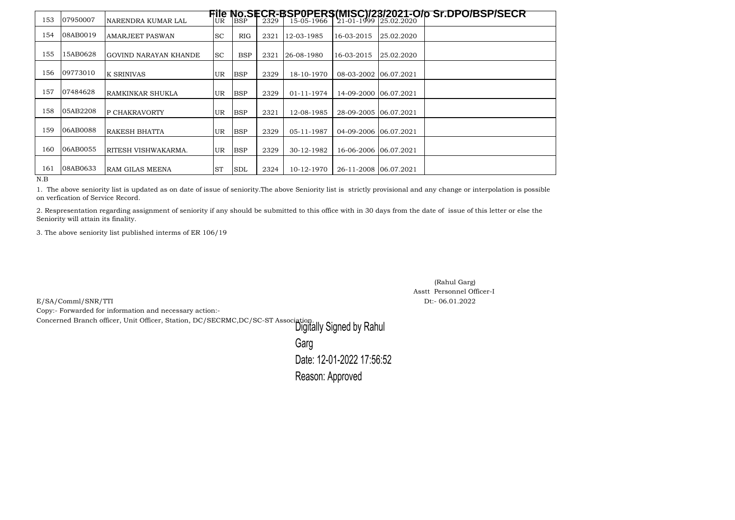File No.SECR-BSP0PERS(MISC)/23/2021-O/o Sr.DPO/BSP/SECR

| | | | | | | | | | |
|---|---|---|---|---|---|---|---|---|---|
| 153 | 07950007 | NARENDRA KUMAR LAL | UR | BSP | 2329 | 15-05-1966 | 21-01-1999 | 25.02.2020 | |
| 154 | 08AB0019 | AMARJEET PASWAN | SC | RIG | 2321 | 12-03-1985 | 16-03-2015 | 25.02.2020 | |
| 155 | 15AB0628 | GOVIND NARAYAN KHANDE | SC | BSP | 2321 | 26-08-1980 | 16-03-2015 | 25.02.2020 | |
| 156 | 09773010 | K SRINIVAS | UR | BSP | 2329 | 18-10-1970 | 08-03-2002 | 06.07.2021 | |
| 157 | 07484628 | RAMKINKAR SHUKLA | UR | BSP | 2329 | 01-11-1974 | 14-09-2000 | 06.07.2021 | |
| 158 | 05AB2208 | P CHAKRAVORTY | UR | BSP | 2321 | 12-08-1985 | 28-09-2005 | 06.07.2021 | |
| 159 | 06AB0088 | RAKESH BHATTA | UR | BSP | 2329 | 05-11-1987 | 04-09-2006 | 06.07.2021 | |
| 160 | 06AB0055 | RITESH VISHWAKARMA. | UR | BSP | 2329 | 30-12-1982 | 16-06-2006 | 06.07.2021 | |
| 161 | 08AB0633 | RAM GILAS MEENA | ST | SDL | 2324 | 10-12-1970 | 26-11-2008 | 06.07.2021 | |

N.B

1. The above seniority list is updated as on date of issue of seniority.The above Seniority list is strictly provisional and any change or interpolation is possible on verfication of Service Record.

2. Respresentation regarding assignment of seniority if any should be submitted to this office with in 30 days from the date of issue of this letter or else the Seniority will attain its finality.

3. The above seniority list published interms of ER 106/19

(Rahul Garg)
Asstt Personnel Officer-I
Dt:- 06.01.2022

E/SA/Comml/SNR/TTI

Copy:- Forwarded for information and necessary action:-

Concerned Branch officer, Unit Officer, Station, DC/SECRMC,DC/SC-ST Association.

Digitally Signed by Rahul Garg
Date: 12-01-2022 17:56:52
Reason: Approved